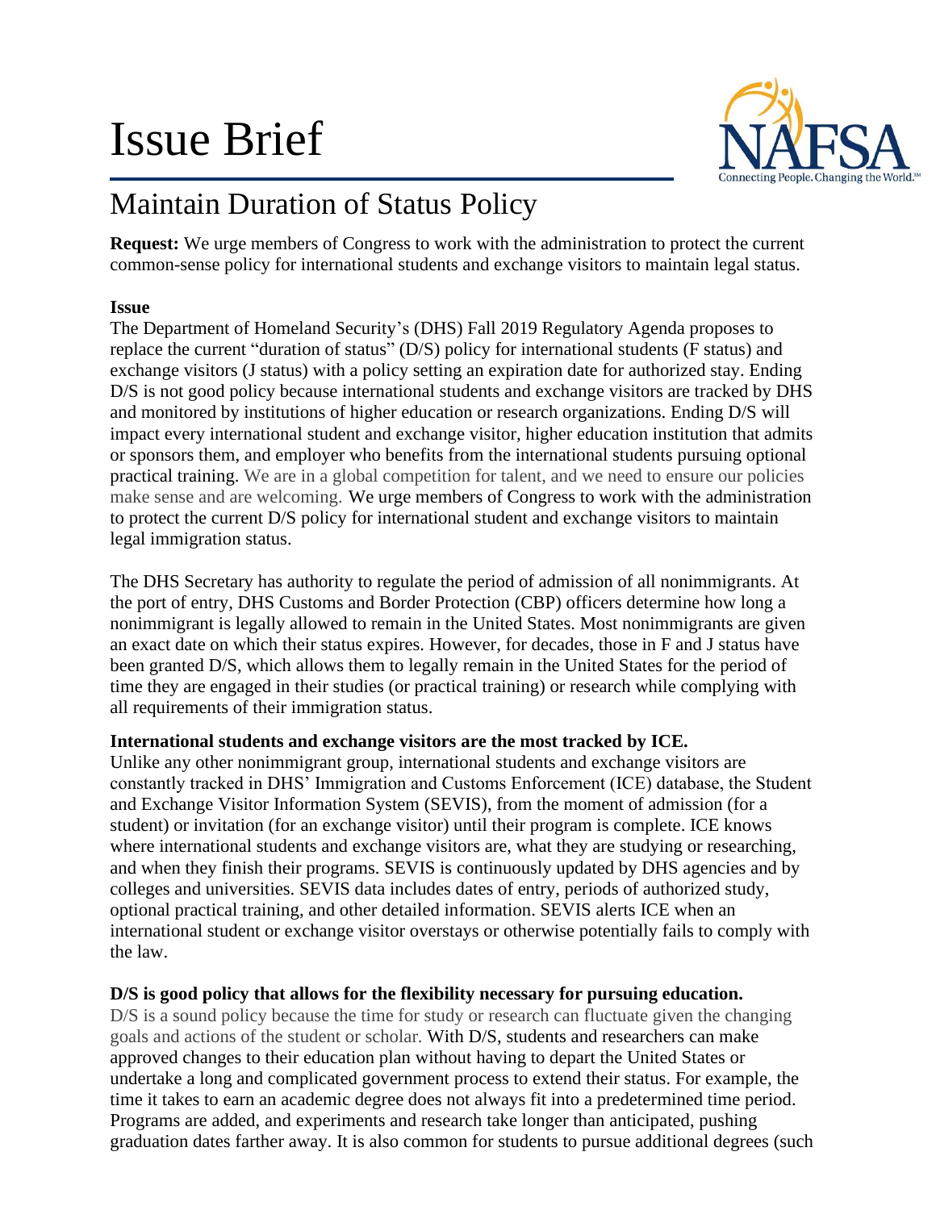# Issue Brief

## Maintain Duration of Status Policy

**Request:** We urge members of Congress to work with the administration to protect the current common-sense policy for international students and exchange visitors to maintain legal status.

**Issue**

The Department of Homeland Security's (DHS) Fall 2019 Regulatory Agenda proposes to replace the current "duration of status" (D/S) policy for international students (F status) and exchange visitors (J status) with a policy setting an expiration date for authorized stay. Ending D/S is not good policy because international students and exchange visitors are tracked by DHS and monitored by institutions of higher education or research organizations. Ending D/S will impact every international student and exchange visitor, higher education institution that admits or sponsors them, and employer who benefits from the international students pursuing optional practical training. We are in a global competition for talent, and we need to ensure our policies make sense and are welcoming. We urge members of Congress to work with the administration to protect the current D/S policy for international student and exchange visitors to maintain legal immigration status.

The DHS Secretary has authority to regulate the period of admission of all nonimmigrants. At the port of entry, DHS Customs and Border Protection (CBP) officers determine how long a nonimmigrant is legally allowed to remain in the United States. Most nonimmigrants are given an exact date on which their status expires. However, for decades, those in F and J status have been granted D/S, which allows them to legally remain in the United States for the period of time they are engaged in their studies (or practical training) or research while complying with all requirements of their immigration status.

**International students and exchange visitors are the most tracked by ICE.**

Unlike any other nonimmigrant group, international students and exchange visitors are constantly tracked in DHS' Immigration and Customs Enforcement (ICE) database, the Student and Exchange Visitor Information System (SEVIS), from the moment of admission (for a student) or invitation (for an exchange visitor) until their program is complete. ICE knows where international students and exchange visitors are, what they are studying or researching, and when they finish their programs. SEVIS is continuously updated by DHS agencies and by colleges and universities. SEVIS data includes dates of entry, periods of authorized study, optional practical training, and other detailed information. SEVIS alerts ICE when an international student or exchange visitor overstays or otherwise potentially fails to comply with the law.

**D/S is good policy that allows for the flexibility necessary for pursuing education.**

D/S is a sound policy because the time for study or research can fluctuate given the changing goals and actions of the student or scholar. With D/S, students and researchers can make approved changes to their education plan without having to depart the United States or undertake a long and complicated government process to extend their status. For example, the time it takes to earn an academic degree does not always fit into a predetermined time period. Programs are added, and experiments and research take longer than anticipated, pushing graduation dates farther away. It is also common for students to pursue additional degrees (such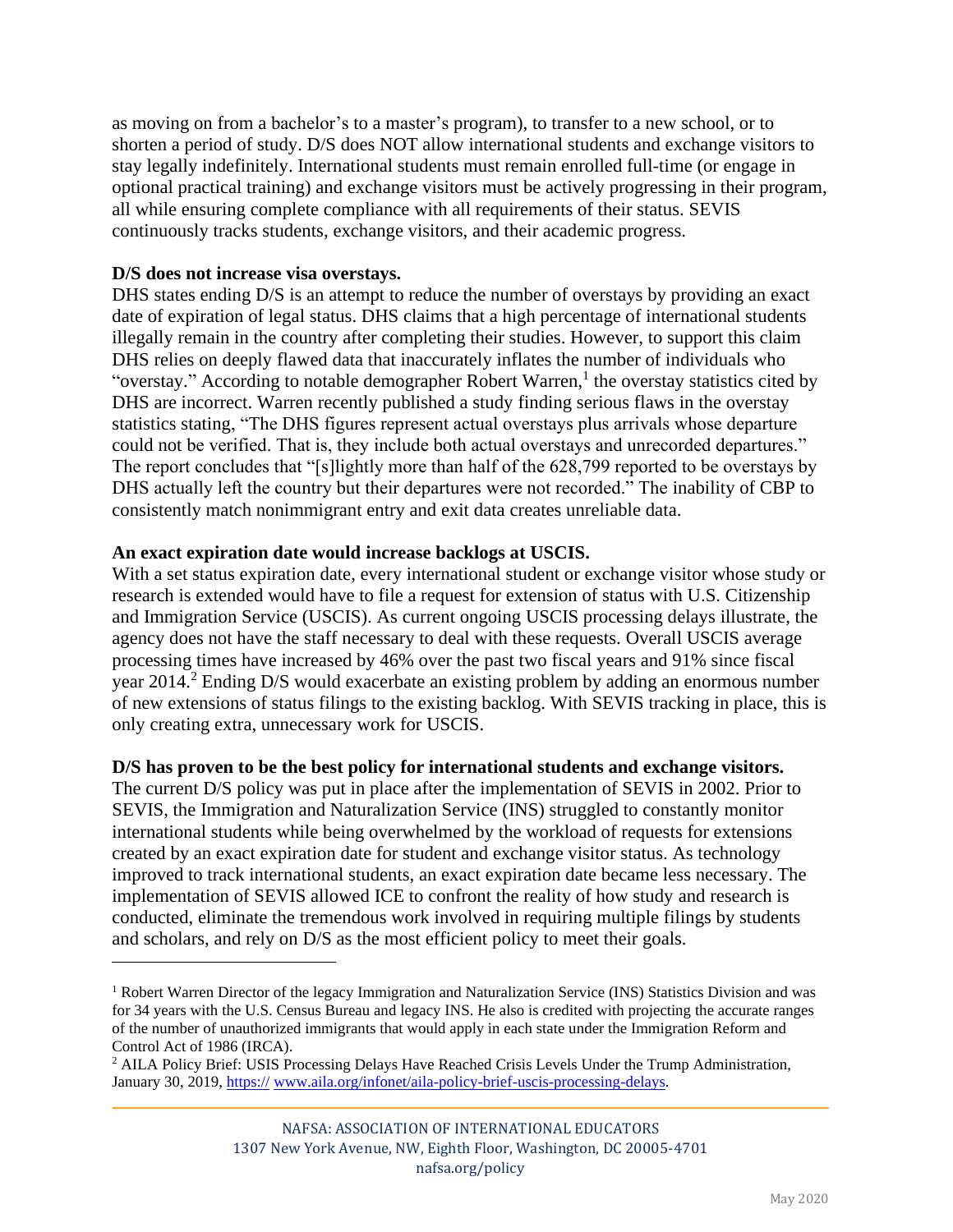as moving on from a bachelor's to a master's program), to transfer to a new school, or to shorten a period of study. D/S does NOT allow international students and exchange visitors to stay legally indefinitely. International students must remain enrolled full-time (or engage in optional practical training) and exchange visitors must be actively progressing in their program, all while ensuring complete compliance with all requirements of their status. SEVIS continuously tracks students, exchange visitors, and their academic progress.

**D/S does not increase visa overstays.**

DHS states ending D/S is an attempt to reduce the number of overstays by providing an exact date of expiration of legal status. DHS claims that a high percentage of international students illegally remain in the country after completing their studies. However, to support this claim DHS relies on deeply flawed data that inaccurately inflates the number of individuals who "overstay." According to notable demographer Robert Warren,[1] the overstay statistics cited by DHS are incorrect. Warren recently published a study finding serious flaws in the overstay statistics stating, "The DHS figures represent actual overstays plus arrivals whose departure could not be verified. That is, they include both actual overstays and unrecorded departures." The report concludes that "[s]lightly more than half of the 628,799 reported to be overstays by DHS actually left the country but their departures were not recorded." The inability of CBP to consistently match nonimmigrant entry and exit data creates unreliable data.

**An exact expiration date would increase backlogs at USCIS.**

With a set status expiration date, every international student or exchange visitor whose study or research is extended would have to file a request for extension of status with U.S. Citizenship and Immigration Service (USCIS). As current ongoing USCIS processing delays illustrate, the agency does not have the staff necessary to deal with these requests. Overall USCIS average processing times have increased by 46% over the past two fiscal years and 91% since fiscal year 2014.[2] Ending D/S would exacerbate an existing problem by adding an enormous number of new extensions of status filings to the existing backlog. With SEVIS tracking in place, this is only creating extra, unnecessary work for USCIS.

**D/S has proven to be the best policy for international students and exchange visitors.**

The current D/S policy was put in place after the implementation of SEVIS in 2002. Prior to SEVIS, the Immigration and Naturalization Service (INS) struggled to constantly monitor international students while being overwhelmed by the workload of requests for extensions created by an exact expiration date for student and exchange visitor status. As technology improved to track international students, an exact expiration date became less necessary. The implementation of SEVIS allowed ICE to confront the reality of how study and research is conducted, eliminate the tremendous work involved in requiring multiple filings by students and scholars, and rely on D/S as the most efficient policy to meet their goals.

---

[1] Robert Warren Director of the legacy Immigration and Naturalization Service (INS) Statistics Division and was for 34 years with the U.S. Census Bureau and legacy INS. He also is credited with projecting the accurate ranges of the number of unauthorized immigrants that would apply in each state under the Immigration Reform and Control Act of 1986 (IRCA).

[2] AILA Policy Brief: USIS Processing Delays Have Reached Crisis Levels Under the Trump Administration, January 30, 2019, https:// www.aila.org/infonet/aila-policy-brief-uscis-processing-delays.

NAFSA: ASSOCIATION OF INTERNATIONAL EDUCATORS
1307 New York Avenue, NW, Eighth Floor, Washington, DC 20005-4701
nafsa.org/policy

May 2020